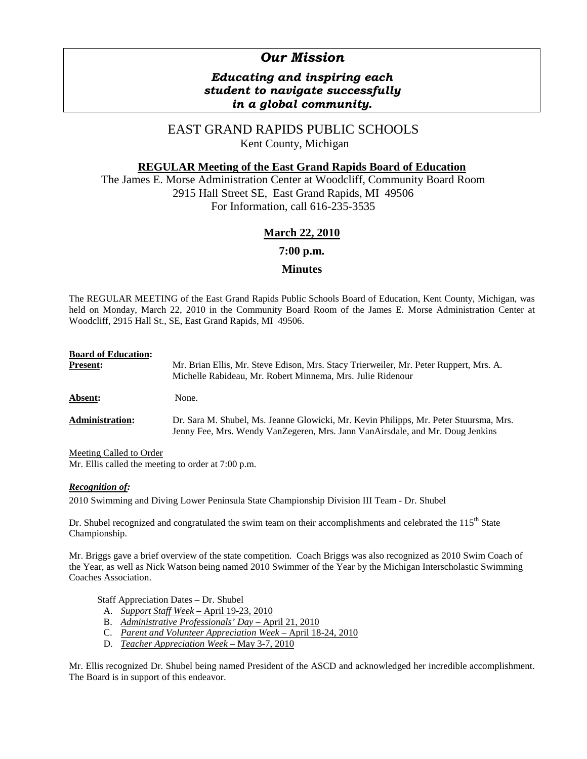## *Our Mission*

### *Educating and inspiring each student to navigate successfully in a global community.*

# EAST GRAND RAPIDS PUBLIC SCHOOLS

Kent County, Michigan

**REGULAR Meeting of the East Grand Rapids Board of Education**

The James E. Morse Administration Center at Woodcliff, Community Board Room
2915 Hall Street SE, East Grand Rapids, MI 49506
For Information, call 616-235-3535

**March 22, 2010**

**7:00 p.m.**

**Minutes**

The REGULAR MEETING of the East Grand Rapids Public Schools Board of Education, Kent County, Michigan, was held on Monday, March 22, 2010 in the Community Board Room of the James E. Morse Administration Center at Woodcliff, 2915 Hall St., SE, East Grand Rapids, MI 49506.

**Board of Education:**

**Present:** Mr. Brian Ellis, Mr. Steve Edison, Mrs. Stacy Trierweiler, Mr. Peter Ruppert, Mrs. A. Michelle Rabideau, Mr. Robert Minnema, Mrs. Julie Ridenour

**Absent:** None.

**Administration:** Dr. Sara M. Shubel, Ms. Jeanne Glowicki, Mr. Kevin Philipps, Mr. Peter Stuursma, Mrs. Jenny Fee, Mrs. Wendy VanZegeren, Mrs. Jann VanAirsdale, and Mr. Doug Jenkins

Meeting Called to Order
Mr. Ellis called the meeting to order at 7:00 p.m.

***Recognition of:***

2010 Swimming and Diving Lower Peninsula State Championship Division III Team - Dr. Shubel

Dr. Shubel recognized and congratulated the swim team on their accomplishments and celebrated the 115th State Championship.

Mr. Briggs gave a brief overview of the state competition. Coach Briggs was also recognized as 2010 Swim Coach of the Year, as well as Nick Watson being named 2010 Swimmer of the Year by the Michigan Interscholastic Swimming Coaches Association.

Staff Appreciation Dates – Dr. Shubel

A. *Support Staff Week* – April 19-23, 2010
B. *Administrative Professionals' Day* – April 21, 2010
C. *Parent and Volunteer Appreciation Week* – April 18-24, 2010
D. *Teacher Appreciation Week* – May 3-7, 2010

Mr. Ellis recognized Dr. Shubel being named President of the ASCD and acknowledged her incredible accomplishment. The Board is in support of this endeavor.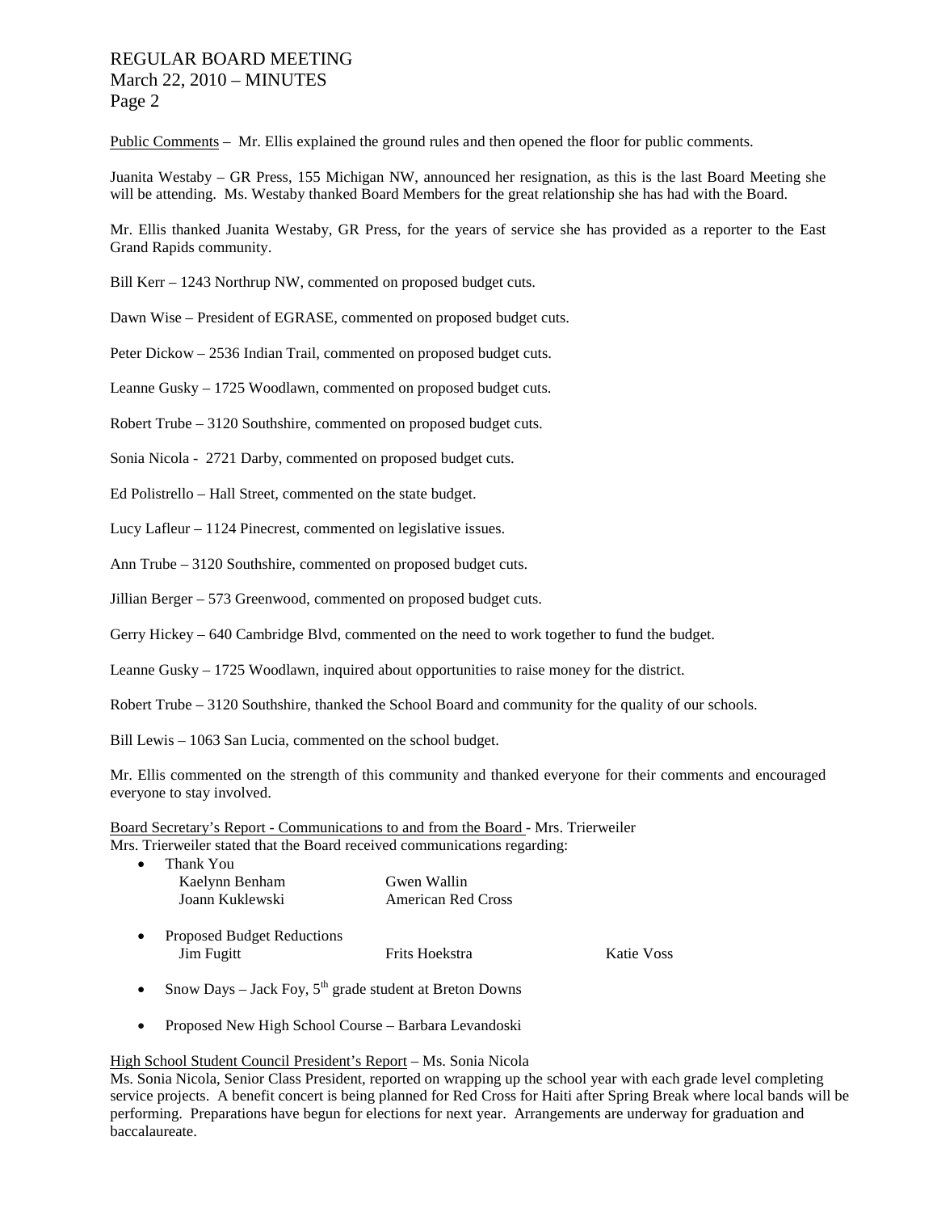Public Comments – Mr. Ellis explained the ground rules and then opened the floor for public comments.

Juanita Westaby – GR Press, 155 Michigan NW, announced her resignation, as this is the last Board Meeting she will be attending. Ms. Westaby thanked Board Members for the great relationship she has had with the Board.

Mr. Ellis thanked Juanita Westaby, GR Press, for the years of service she has provided as a reporter to the East Grand Rapids community.

Bill Kerr – 1243 Northrup NW, commented on proposed budget cuts.

Dawn Wise – President of EGRASE, commented on proposed budget cuts.

Peter Dickow – 2536 Indian Trail, commented on proposed budget cuts.

Leanne Gusky – 1725 Woodlawn, commented on proposed budget cuts.

Robert Trube – 3120 Southshire, commented on proposed budget cuts.

Sonia Nicola - 2721 Darby, commented on proposed budget cuts.

Ed Polistrello – Hall Street, commented on the state budget.

Lucy Lafleur – 1124 Pinecrest, commented on legislative issues.

Ann Trube – 3120 Southshire, commented on proposed budget cuts.

Jillian Berger – 573 Greenwood, commented on proposed budget cuts.

Gerry Hickey – 640 Cambridge Blvd, commented on the need to work together to fund the budget.

Leanne Gusky – 1725 Woodlawn, inquired about opportunities to raise money for the district.

Robert Trube – 3120 Southshire, thanked the School Board and community for the quality of our schools.

Bill Lewis – 1063 San Lucia, commented on the school budget.

Mr. Ellis commented on the strength of this community and thanked everyone for their comments and encouraged everyone to stay involved.

Board Secretary's Report - Communications to and from the Board - Mrs. Trierweiler
Mrs. Trierweiler stated that the Board received communications regarding:

- Thank You
  - Kaelynn Benham
  - Gwen Wallin
  - Joann Kuklewski
  - American Red Cross
- Proposed Budget Reductions
  - Jim Fugitt
  - Frits Hoekstra
  - Katie Voss
- Snow Days – Jack Foy, 5th grade student at Breton Downs
- Proposed New High School Course – Barbara Levandoski

High School Student Council President's Report – Ms. Sonia Nicola
Ms. Sonia Nicola, Senior Class President, reported on wrapping up the school year with each grade level completing service projects. A benefit concert is being planned for Red Cross for Haiti after Spring Break where local bands will be performing. Preparations have begun for elections for next year. Arrangements are underway for graduation and baccalaureate.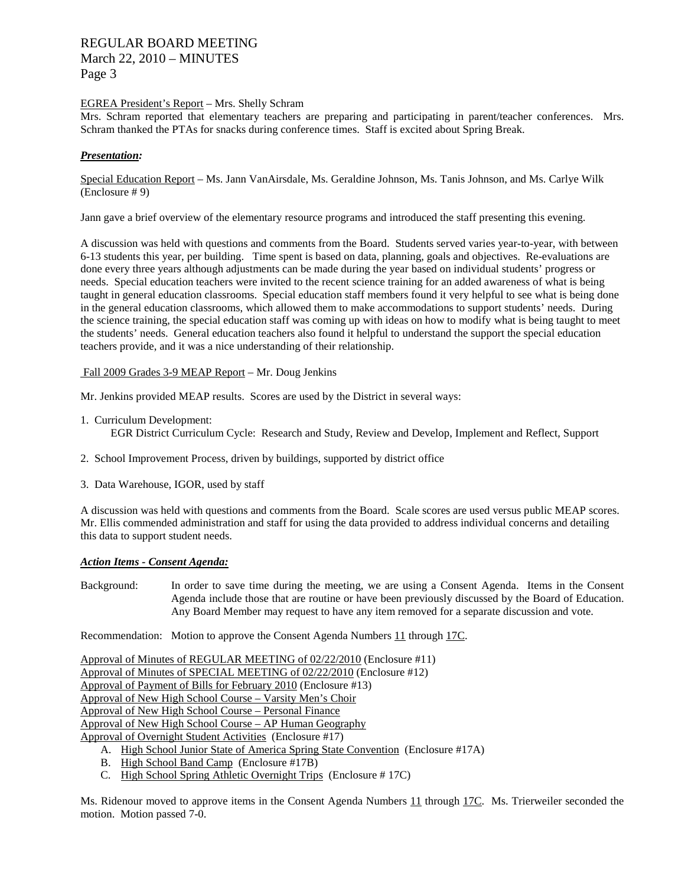EGREA President's Report – Mrs. Shelly Schram

Mrs. Schram reported that elementary teachers are preparing and participating in parent/teacher conferences. Mrs. Schram thanked the PTAs for snacks during conference times. Staff is excited about Spring Break.

***Presentation:***

Special Education Report – Ms. Jann VanAirsdale, Ms. Geraldine Johnson, Ms. Tanis Johnson, and Ms. Carlye Wilk (Enclosure # 9)

Jann gave a brief overview of the elementary resource programs and introduced the staff presenting this evening.

A discussion was held with questions and comments from the Board. Students served varies year-to-year, with between 6-13 students this year, per building. Time spent is based on data, planning, goals and objectives. Re-evaluations are done every three years although adjustments can be made during the year based on individual students' progress or needs. Special education teachers were invited to the recent science training for an added awareness of what is being taught in general education classrooms. Special education staff members found it very helpful to see what is being done in the general education classrooms, which allowed them to make accommodations to support students' needs. During the science training, the special education staff was coming up with ideas on how to modify what is being taught to meet the students' needs. General education teachers also found it helpful to understand the support the special education teachers provide, and it was a nice understanding of their relationship.

Fall 2009 Grades 3-9 MEAP Report – Mr. Doug Jenkins

Mr. Jenkins provided MEAP results. Scores are used by the District in several ways:

1. Curriculum Development:
   EGR District Curriculum Cycle: Research and Study, Review and Develop, Implement and Reflect, Support

2. School Improvement Process, driven by buildings, supported by district office

3. Data Warehouse, IGOR, used by staff

A discussion was held with questions and comments from the Board. Scale scores are used versus public MEAP scores. Mr. Ellis commended administration and staff for using the data provided to address individual concerns and detailing this data to support student needs.

***Action Items - Consent Agenda:***

Background: In order to save time during the meeting, we are using a Consent Agenda. Items in the Consent Agenda include those that are routine or have been previously discussed by the Board of Education. Any Board Member may request to have any item removed for a separate discussion and vote.

Recommendation: Motion to approve the Consent Agenda Numbers 11 through 17C.

Approval of Minutes of REGULAR MEETING of 02/22/2010 (Enclosure #11)
Approval of Minutes of SPECIAL MEETING of 02/22/2010 (Enclosure #12)
Approval of Payment of Bills for February 2010 (Enclosure #13)
Approval of New High School Course – Varsity Men's Choir
Approval of New High School Course – Personal Finance
Approval of New High School Course – AP Human Geography
Approval of Overnight Student Activities (Enclosure #17)

A. High School Junior State of America Spring State Convention (Enclosure #17A)
B. High School Band Camp (Enclosure #17B)
C. High School Spring Athletic Overnight Trips (Enclosure # 17C)

Ms. Ridenour moved to approve items in the Consent Agenda Numbers 11 through 17C. Ms. Trierweiler seconded the motion. Motion passed 7-0.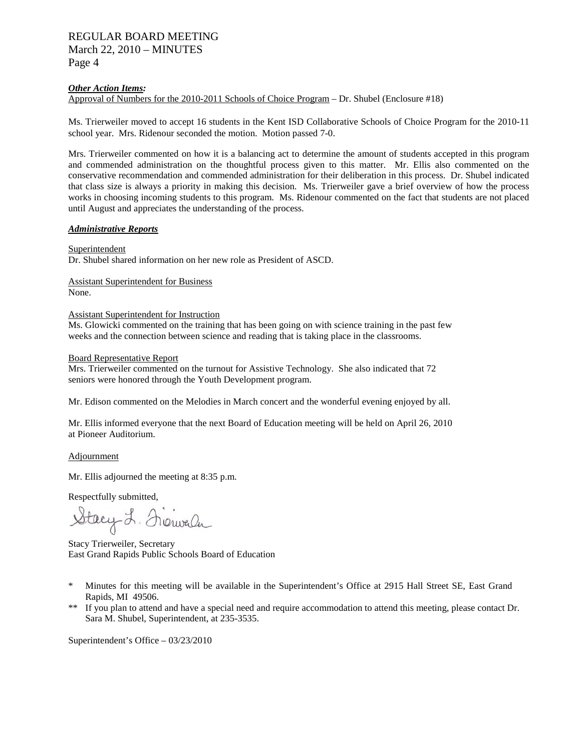***Other Action Items:***

Approval of Numbers for the 2010-2011 Schools of Choice Program – Dr. Shubel (Enclosure #18)

Ms. Trierweiler moved to accept 16 students in the Kent ISD Collaborative Schools of Choice Program for the 2010-11 school year. Mrs. Ridenour seconded the motion. Motion passed 7-0.

Mrs. Trierweiler commented on how it is a balancing act to determine the amount of students accepted in this program and commended administration on the thoughtful process given to this matter. Mr. Ellis also commented on the conservative recommendation and commended administration for their deliberation in this process. Dr. Shubel indicated that class size is always a priority in making this decision. Ms. Trierweiler gave a brief overview of how the process works in choosing incoming students to this program. Ms. Ridenour commented on the fact that students are not placed until August and appreciates the understanding of the process.

***Administrative Reports***

Superintendent

Dr. Shubel shared information on her new role as President of ASCD.

Assistant Superintendent for Business

None.

Assistant Superintendent for Instruction

Ms. Glowicki commented on the training that has been going on with science training in the past few weeks and the connection between science and reading that is taking place in the classrooms.

Board Representative Report

Mrs. Trierweiler commented on the turnout for Assistive Technology. She also indicated that 72 seniors were honored through the Youth Development program.

Mr. Edison commented on the Melodies in March concert and the wonderful evening enjoyed by all.

Mr. Ellis informed everyone that the next Board of Education meeting will be held on April 26, 2010 at Pioneer Auditorium.

Adjournment

Mr. Ellis adjourned the meeting at 8:35 p.m.

Respectfully submitted,

Stacy L. Trierweiler

Stacy Trierweiler, Secretary
East Grand Rapids Public Schools Board of Education

\* Minutes for this meeting will be available in the Superintendent's Office at 2915 Hall Street SE, East Grand Rapids, MI 49506.

\*\* If you plan to attend and have a special need and require accommodation to attend this meeting, please contact Dr. Sara M. Shubel, Superintendent, at 235-3535.

Superintendent's Office – 03/23/2010